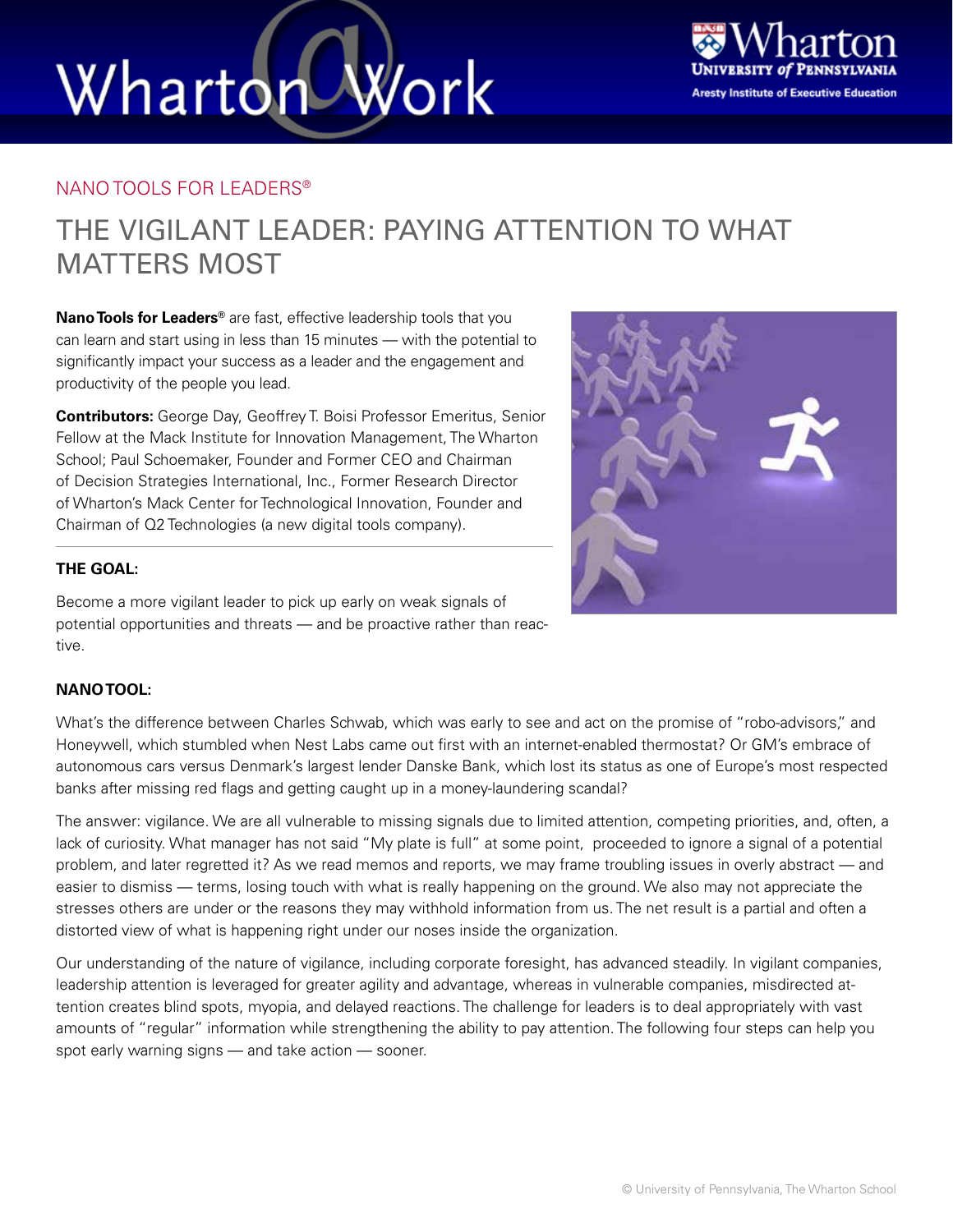NANO TOOLS FOR LEADERS®

# THE VIGILANT LEADER: PAYING ATTENTION TO WHAT MATTERS MOST

**Nano Tools for Leaders®** are fast, effective leadership tools that you can learn and start using in less than 15 minutes — with the potential to significantly impact your success as a leader and the engagement and productivity of the people you lead.

**Contributors:** George Day, Geoffrey T. Boisi Professor Emeritus, Senior Fellow at the Mack Institute for Innovation Management, The Wharton School; Paul Schoemaker, Founder and Former CEO and Chairman of Decision Strategies International, Inc., Former Research Director of Wharton's Mack Center for Technological Innovation, Founder and Chairman of Q2 Technologies (a new digital tools company).

**THE GOAL:**

Become a more vigilant leader to pick up early on weak signals of potential opportunities and threats — and be proactive rather than reactive.

**NANO TOOL:**

What's the difference between Charles Schwab, which was early to see and act on the promise of "robo-advisors," and Honeywell, which stumbled when Nest Labs came out first with an internet-enabled thermostat? Or GM's embrace of autonomous cars versus Denmark's largest lender Danske Bank, which lost its status as one of Europe's most respected banks after missing red flags and getting caught up in a money-laundering scandal?

The answer: vigilance. We are all vulnerable to missing signals due to limited attention, competing priorities, and, often, a lack of curiosity. What manager has not said "My plate is full" at some point, proceeded to ignore a signal of a potential problem, and later regretted it? As we read memos and reports, we may frame troubling issues in overly abstract — and easier to dismiss — terms, losing touch with what is really happening on the ground. We also may not appreciate the stresses others are under or the reasons they may withhold information from us. The net result is a partial and often a distorted view of what is happening right under our noses inside the organization.

Our understanding of the nature of vigilance, including corporate foresight, has advanced steadily. In vigilant companies, leadership attention is leveraged for greater agility and advantage, whereas in vulnerable companies, misdirected attention creates blind spots, myopia, and delayed reactions. The challenge for leaders is to deal appropriately with vast amounts of "regular" information while strengthening the ability to pay attention. The following four steps can help you spot early warning signs — and take action — sooner.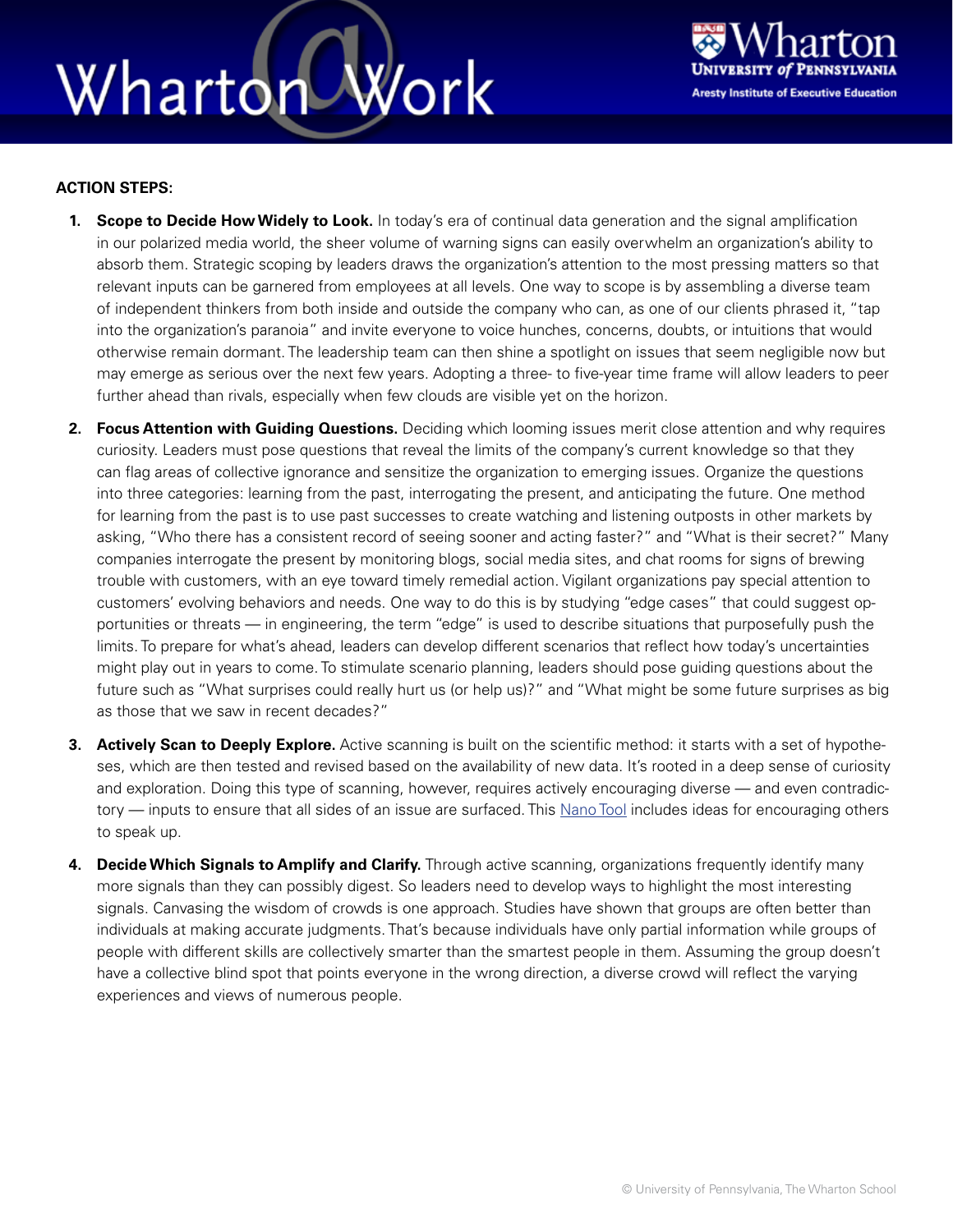**ACTION STEPS:**

1. **Scope to Decide How Widely to Look.** In today's era of continual data generation and the signal amplification in our polarized media world, the sheer volume of warning signs can easily overwhelm an organization's ability to absorb them. Strategic scoping by leaders draws the organization's attention to the most pressing matters so that relevant inputs can be garnered from employees at all levels. One way to scope is by assembling a diverse team of independent thinkers from both inside and outside the company who can, as one of our clients phrased it, "tap into the organization's paranoia" and invite everyone to voice hunches, concerns, doubts, or intuitions that would otherwise remain dormant. The leadership team can then shine a spotlight on issues that seem negligible now but may emerge as serious over the next few years. Adopting a three- to five-year time frame will allow leaders to peer further ahead than rivals, especially when few clouds are visible yet on the horizon.

2. **Focus Attention with Guiding Questions.** Deciding which looming issues merit close attention and why requires curiosity. Leaders must pose questions that reveal the limits of the company's current knowledge so that they can flag areas of collective ignorance and sensitize the organization to emerging issues. Organize the questions into three categories: learning from the past, interrogating the present, and anticipating the future. One method for learning from the past is to use past successes to create watching and listening outposts in other markets by asking, "Who there has a consistent record of seeing sooner and acting faster?" and "What is their secret?" Many companies interrogate the present by monitoring blogs, social media sites, and chat rooms for signs of brewing trouble with customers, with an eye toward timely remedial action. Vigilant organizations pay special attention to customers' evolving behaviors and needs. One way to do this is by studying "edge cases" that could suggest opportunities or threats — in engineering, the term "edge" is used to describe situations that purposefully push the limits. To prepare for what's ahead, leaders can develop different scenarios that reflect how today's uncertainties might play out in years to come. To stimulate scenario planning, leaders should pose guiding questions about the future such as "What surprises could really hurt us (or help us)?" and "What might be some future surprises as big as those that we saw in recent decades?"

3. **Actively Scan to Deeply Explore.** Active scanning is built on the scientific method: it starts with a set of hypotheses, which are then tested and revised based on the availability of new data. It's rooted in a deep sense of curiosity and exploration. Doing this type of scanning, however, requires actively encouraging diverse — and even contradictory — inputs to ensure that all sides of an issue are surfaced. This Nano Tool includes ideas for encouraging others to speak up.

4. **Decide Which Signals to Amplify and Clarify.** Through active scanning, organizations frequently identify many more signals than they can possibly digest. So leaders need to develop ways to highlight the most interesting signals. Canvasing the wisdom of crowds is one approach. Studies have shown that groups are often better than individuals at making accurate judgments. That's because individuals have only partial information while groups of people with different skills are collectively smarter than the smartest people in them. Assuming the group doesn't have a collective blind spot that points everyone in the wrong direction, a diverse crowd will reflect the varying experiences and views of numerous people.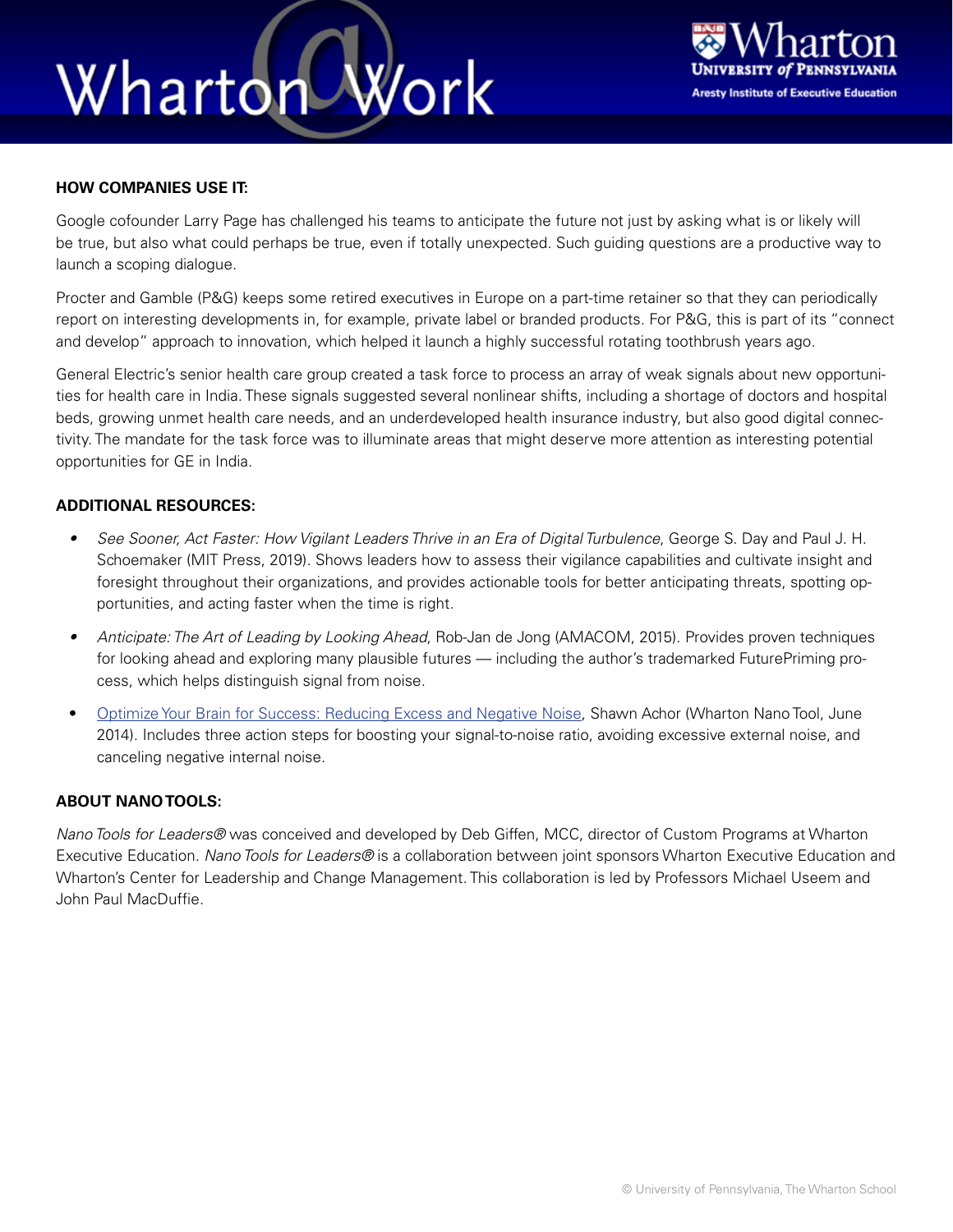**HOW COMPANIES USE IT:**

Google cofounder Larry Page has challenged his teams to anticipate the future not just by asking what is or likely will be true, but also what could perhaps be true, even if totally unexpected. Such guiding questions are a productive way to launch a scoping dialogue.

Procter and Gamble (P&G) keeps some retired executives in Europe on a part-time retainer so that they can periodically report on interesting developments in, for example, private label or branded products. For P&G, this is part of its "connect and develop" approach to innovation, which helped it launch a highly successful rotating toothbrush years ago.

General Electric's senior health care group created a task force to process an array of weak signals about new opportunities for health care in India. These signals suggested several nonlinear shifts, including a shortage of doctors and hospital beds, growing unmet health care needs, and an underdeveloped health insurance industry, but also good digital connectivity. The mandate for the task force was to illuminate areas that might deserve more attention as interesting potential opportunities for GE in India.

**ADDITIONAL RESOURCES:**

- *See Sooner, Act Faster: How Vigilant Leaders Thrive in an Era of Digital Turbulence*, George S. Day and Paul J. H. Schoemaker (MIT Press, 2019). Shows leaders how to assess their vigilance capabilities and cultivate insight and foresight throughout their organizations, and provides actionable tools for better anticipating threats, spotting opportunities, and acting faster when the time is right.
- *Anticipate: The Art of Leading by Looking Ahead*, Rob-Jan de Jong (AMACOM, 2015). Provides proven techniques for looking ahead and exploring many plausible futures — including the author's trademarked FuturePriming process, which helps distinguish signal from noise.
- Optimize Your Brain for Success: Reducing Excess and Negative Noise, Shawn Achor (Wharton Nano Tool, June 2014). Includes three action steps for boosting your signal-to-noise ratio, avoiding excessive external noise, and canceling negative internal noise.

**ABOUT NANO TOOLS:**

*Nano Tools for Leaders®* was conceived and developed by Deb Giffen, MCC, director of Custom Programs at Wharton Executive Education. *Nano Tools for Leaders®* is a collaboration between joint sponsors Wharton Executive Education and Wharton's Center for Leadership and Change Management. This collaboration is led by Professors Michael Useem and John Paul MacDuffie.